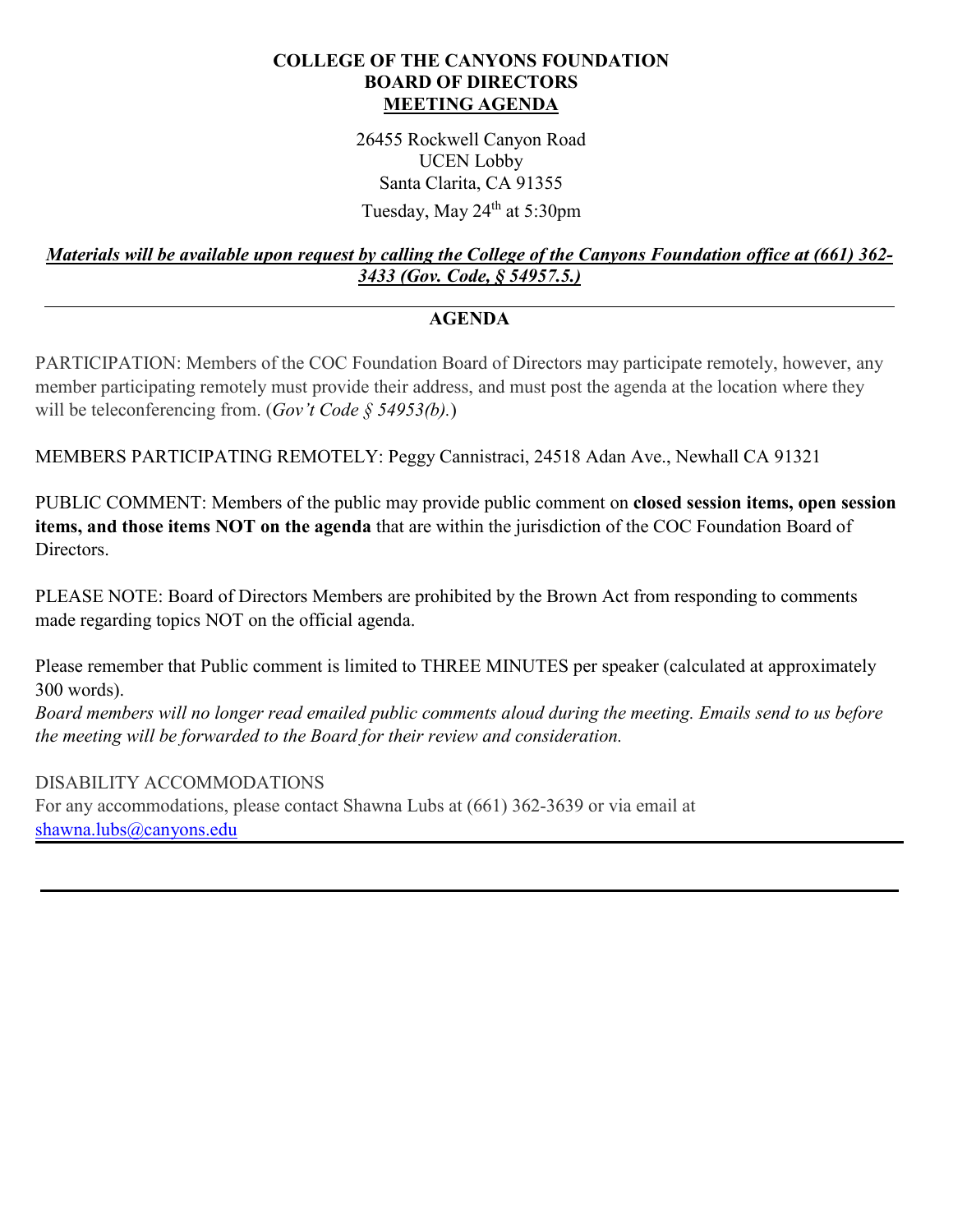# COLLEGE OF THE CANYONS FOUNDATION
# BOARD OF DIRECTORS
## MEETING AGENDA

26455 Rockwell Canyon Road
UCEN Lobby
Santa Clarita, CA 91355
Tuesday, May 24th at 5:30pm

***Materials will be available upon request by calling the College of the Canyons Foundation office at (661) 362-3433 (Gov. Code, § 54957.5.)***

---

## AGENDA

PARTICIPATION: Members of the COC Foundation Board of Directors may participate remotely, however, any member participating remotely must provide their address, and must post the agenda at the location where they will be teleconferencing from. (*Gov't Code § 54953(b).*)

MEMBERS PARTICIPATING REMOTELY: Peggy Cannistraci, 24518 Adan Ave., Newhall CA 91321

PUBLIC COMMENT: Members of the public may provide public comment on **closed session items, open session items, and those items NOT on the agenda** that are within the jurisdiction of the COC Foundation Board of Directors.

PLEASE NOTE: Board of Directors Members are prohibited by the Brown Act from responding to comments made regarding topics NOT on the official agenda.

Please remember that Public comment is limited to THREE MINUTES per speaker (calculated at approximately 300 words).
*Board members will no longer read emailed public comments aloud during the meeting. Emails send to us before the meeting will be forwarded to the Board for their review and consideration.*

DISABILITY ACCOMMODATIONS
For any accommodations, please contact Shawna Lubs at (661) 362-3639 or via email at shawna.lubs@canyons.edu

---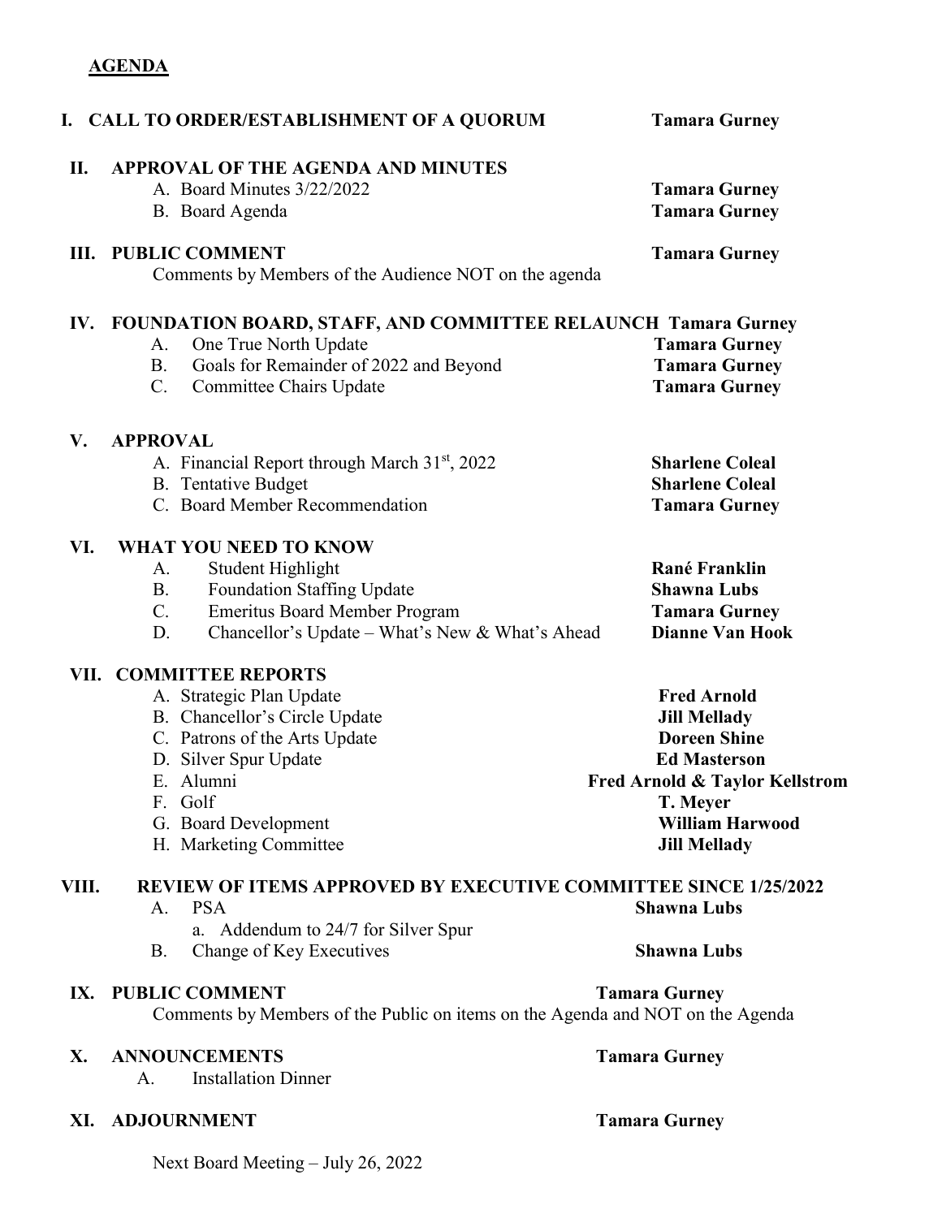**AGENDA**

| | | |
|---|---|---|
| **I.** | **CALL TO ORDER/ESTABLISHMENT OF A QUORUM** | **Tamara Gurney** |
| **II.** | **APPROVAL OF THE AGENDA AND MINUTES** | |
| | A. Board Minutes 3/22/2022 | **Tamara Gurney** |
| | B. Board Agenda | **Tamara Gurney** |
| **III.** | **PUBLIC COMMENT** | **Tamara Gurney** |
| | Comments by Members of the Audience NOT on the agenda | |
| **IV.** | **FOUNDATION BOARD, STAFF, AND COMMITTEE RELAUNCH** | **Tamara Gurney** |
| | A. One True North Update | **Tamara Gurney** |
| | B. Goals for Remainder of 2022 and Beyond | **Tamara Gurney** |
| | C. Committee Chairs Update | **Tamara Gurney** |
| **V.** | **APPROVAL** | |
| | A. Financial Report through March 31st, 2022 | **Sharlene Coleal** |
| | B. Tentative Budget | **Sharlene Coleal** |
| | C. Board Member Recommendation | **Tamara Gurney** |
| **VI.** | **WHAT YOU NEED TO KNOW** | |
| | A. Student Highlight | **Rané Franklin** |
| | B. Foundation Staffing Update | **Shawna Lubs** |
| | C. Emeritus Board Member Program | **Tamara Gurney** |
| | D. Chancellor's Update – What's New & What's Ahead | **Dianne Van Hook** |
| **VII.** | **COMMITTEE REPORTS** | |
| | A. Strategic Plan Update | **Fred Arnold** |
| | B. Chancellor's Circle Update | **Jill Mellady** |
| | C. Patrons of the Arts Update | **Doreen Shine** |
| | D. Silver Spur Update | **Ed Masterson** |
| | E. Alumni | **Fred Arnold & Taylor Kellstrom** |
| | F. Golf | **T. Meyer** |
| | G. Board Development | **William Harwood** |
| | H. Marketing Committee | **Jill Mellady** |
| **VIII.** | **REVIEW OF ITEMS APPROVED BY EXECUTIVE COMMITTEE SINCE 1/25/2022** | |
| | A. PSA | **Shawna Lubs** |
| | a. Addendum to 24/7 for Silver Spur | |
| | B. Change of Key Executives | **Shawna Lubs** |
| **IX.** | **PUBLIC COMMENT** | **Tamara Gurney** |
| | Comments by Members of the Public on items on the Agenda and NOT on the Agenda | |
| **X.** | **ANNOUNCEMENTS** | **Tamara Gurney** |
| | A. Installation Dinner | |
| **XI.** | **ADJOURNMENT** | **Tamara Gurney** |

Next Board Meeting – July 26, 2022